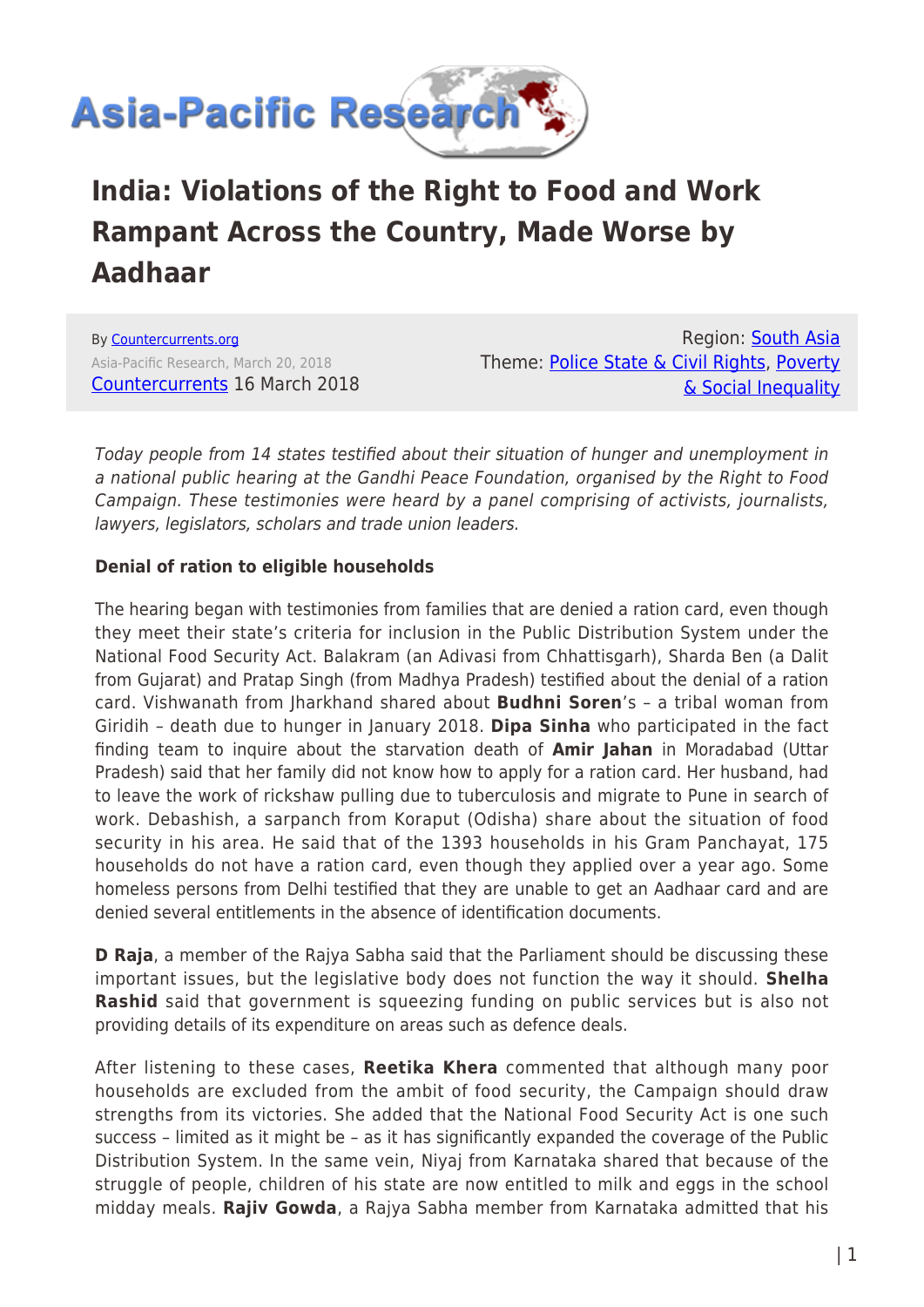# India: Violations of the Right to Food and Work Rampant Across the Country, Made Worse by Aadhaar

By Countercurrents.org
Asia-Pacific Research, March 20, 2018
Countercurrents 16 March 2018

Region: South Asia
Theme: Police State & Civil Rights, Poverty & Social Inequality

*Today people from 14 states testified about their situation of hunger and unemployment in a national public hearing at the Gandhi Peace Foundation, organised by the Right to Food Campaign. These testimonies were heard by a panel comprising of activists, journalists, lawyers, legislators, scholars and trade union leaders.*

**Denial of ration to eligible households**

The hearing began with testimonies from families that are denied a ration card, even though they meet their state's criteria for inclusion in the Public Distribution System under the National Food Security Act. Balakram (an Adivasi from Chhattisgarh), Sharda Ben (a Dalit from Gujarat) and Pratap Singh (from Madhya Pradesh) testified about the denial of a ration card. Vishwanath from Jharkhand shared about **Budhni Soren**'s – a tribal woman from Giridih – death due to hunger in January 2018. **Dipa Sinha** who participated in the fact finding team to inquire about the starvation death of **Amir Jahan** in Moradabad (Uttar Pradesh) said that her family did not know how to apply for a ration card. Her husband, had to leave the work of rickshaw pulling due to tuberculosis and migrate to Pune in search of work. Debashish, a sarpanch from Koraput (Odisha) share about the situation of food security in his area. He said that of the 1393 households in his Gram Panchayat, 175 households do not have a ration card, even though they applied over a year ago. Some homeless persons from Delhi testified that they are unable to get an Aadhaar card and are denied several entitlements in the absence of identification documents.

**D Raja**, a member of the Rajya Sabha said that the Parliament should be discussing these important issues, but the legislative body does not function the way it should. **Shelha Rashid** said that government is squeezing funding on public services but is also not providing details of its expenditure on areas such as defence deals.

After listening to these cases, **Reetika Khera** commented that although many poor households are excluded from the ambit of food security, the Campaign should draw strengths from its victories. She added that the National Food Security Act is one such success – limited as it might be – as it has significantly expanded the coverage of the Public Distribution System. In the same vein, Niyaj from Karnataka shared that because of the struggle of people, children of his state are now entitled to milk and eggs in the school midday meals. **Rajiv Gowda**, a Rajya Sabha member from Karnataka admitted that his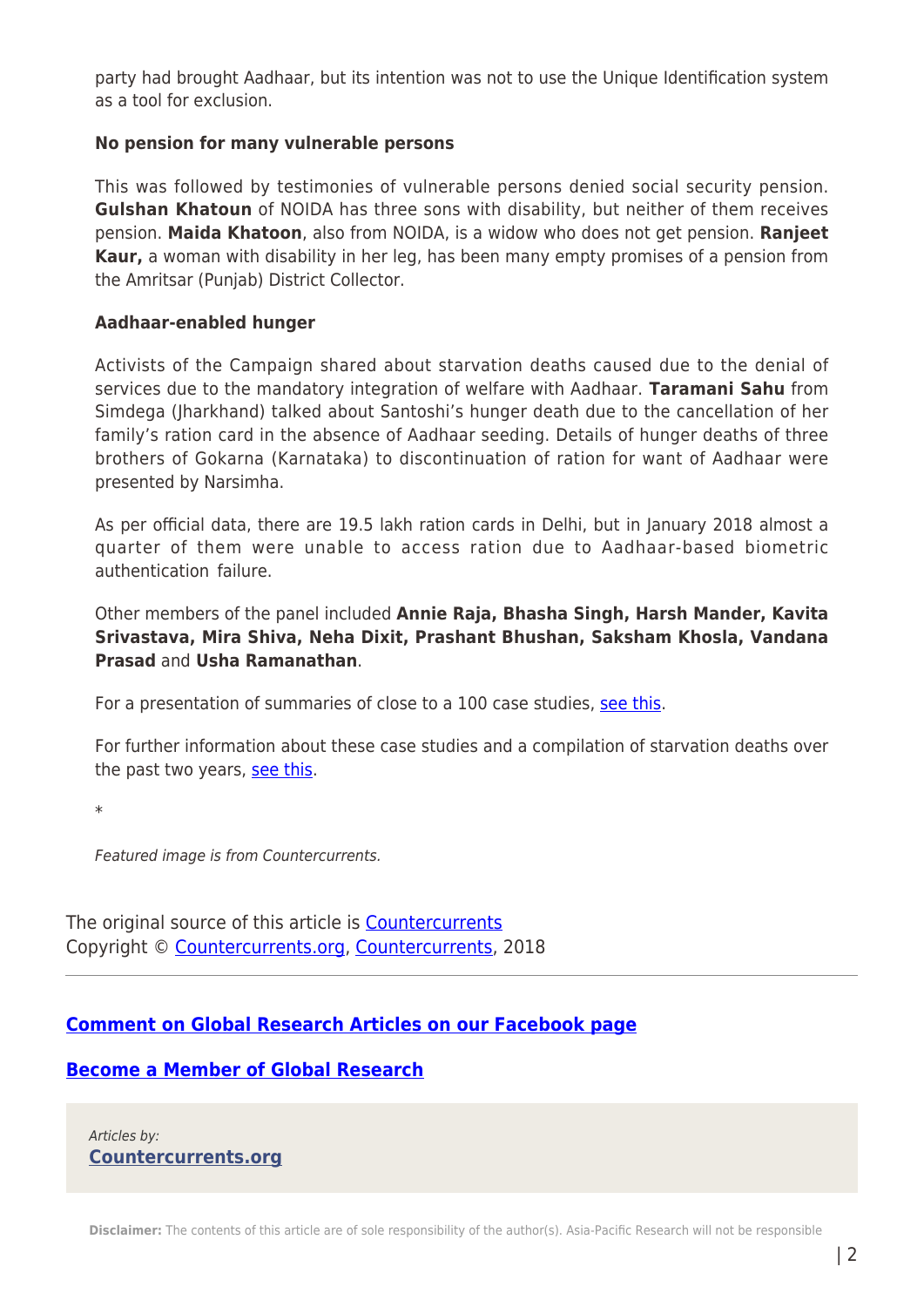party had brought Aadhaar, but its intention was not to use the Unique Identification system as a tool for exclusion.

**No pension for many vulnerable persons**

This was followed by testimonies of vulnerable persons denied social security pension. **Gulshan Khatoun** of NOIDA has three sons with disability, but neither of them receives pension. **Maida Khatoon**, also from NOIDA, is a widow who does not get pension. **Ranjeet Kaur,** a woman with disability in her leg, has been many empty promises of a pension from the Amritsar (Punjab) District Collector.

**Aadhaar-enabled hunger**

Activists of the Campaign shared about starvation deaths caused due to the denial of services due to the mandatory integration of welfare with Aadhaar. **Taramani Sahu** from Simdega (Jharkhand) talked about Santoshi's hunger death due to the cancellation of her family's ration card in the absence of Aadhaar seeding. Details of hunger deaths of three brothers of Gokarna (Karnataka) to discontinuation of ration for want of Aadhaar were presented by Narsimha.

As per official data, there are 19.5 lakh ration cards in Delhi, but in January 2018 almost a quarter of them were unable to access ration due to Aadhaar-based biometric authentication failure.

Other members of the panel included **Annie Raja, Bhasha Singh, Harsh Mander, Kavita Srivastava, Mira Shiva, Neha Dixit, Prashant Bhushan, Saksham Khosla, Vandana Prasad** and **Usha Ramanathan**.

For a presentation of summaries of close to a 100 case studies, [see this](#).

For further information about these case studies and a compilation of starvation deaths over the past two years, [see this](#).

*

*Featured image is from Countercurrents.*

The original source of this article is [Countercurrents](#)
Copyright © [Countercurrents.org](#), [Countercurrents](#), 2018

---

**[Comment on Global Research Articles on our Facebook page](#)**

**[Become a Member of Global Research](#)**

*Articles by:*
**[Countercurrents.org](#)**

**Disclaimer:** The contents of this article are of sole responsibility of the author(s). Asia-Pacific Research will not be responsible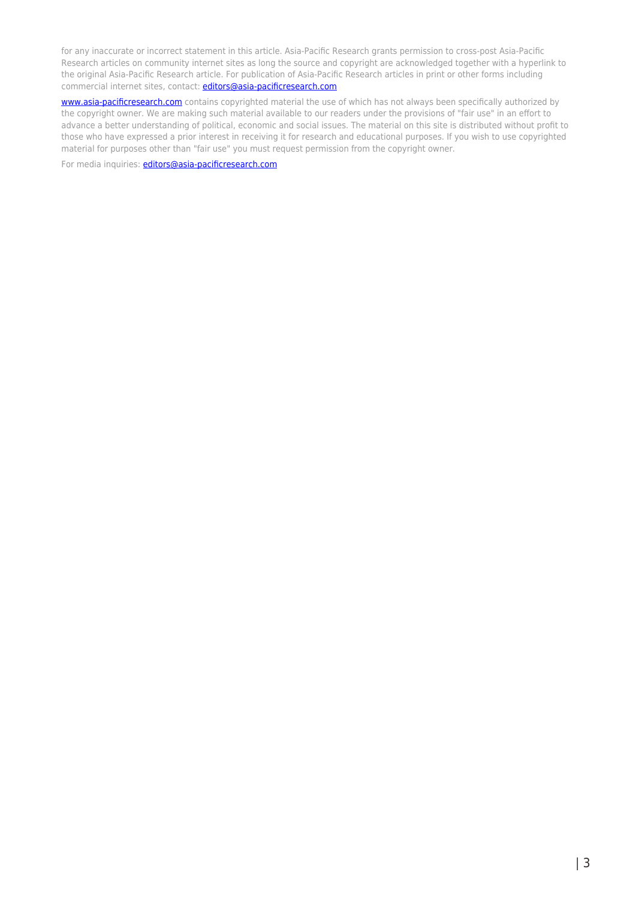for any inaccurate or incorrect statement in this article. Asia-Pacific Research grants permission to cross-post Asia-Pacific Research articles on community internet sites as long the source and copyright are acknowledged together with a hyperlink to the original Asia-Pacific Research article. For publication of Asia-Pacific Research articles in print or other forms including commercial internet sites, contact: editors@asia-pacificresearch.com

www.asia-pacificresearch.com contains copyrighted material the use of which has not always been specifically authorized by the copyright owner. We are making such material available to our readers under the provisions of "fair use" in an effort to advance a better understanding of political, economic and social issues. The material on this site is distributed without profit to those who have expressed a prior interest in receiving it for research and educational purposes. If you wish to use copyrighted material for purposes other than "fair use" you must request permission from the copyright owner.

For media inquiries: editors@asia-pacificresearch.com